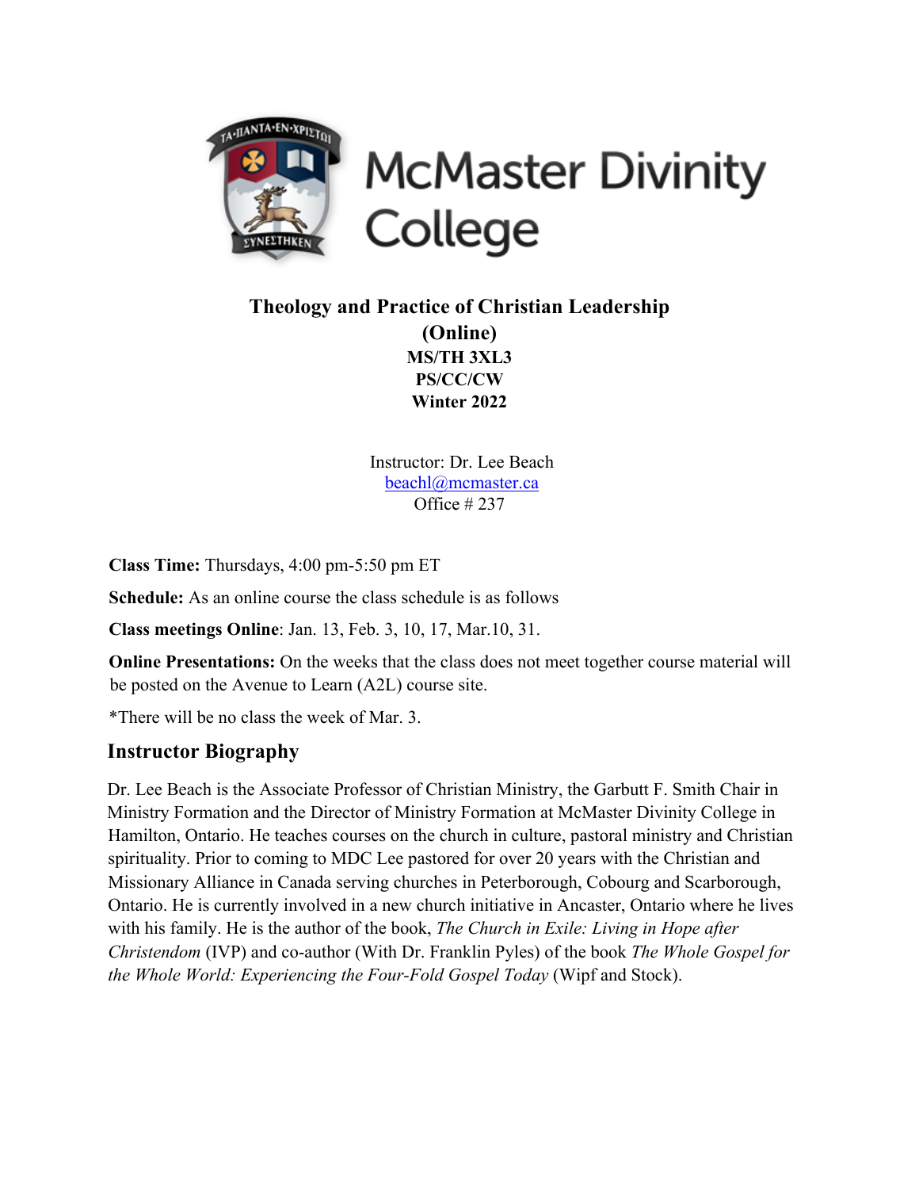McMaster Divinity College

# Theology and Practice of Christian Leadership (Online)

**MS/TH 3XL3**
**PS/CC/CW**
**Winter 2022**

Instructor: Dr. Lee Beach
beachl@mcmaster.ca
Office # 237

**Class Time:** Thursdays, 4:00 pm-5:50 pm ET

**Schedule:** As an online course the class schedule is as follows

**Class meetings Online**: Jan. 13, Feb. 3, 10, 17, Mar.10, 31.

**Online Presentations:** On the weeks that the class does not meet together course material will be posted on the Avenue to Learn (A2L) course site.

*There will be no class the week of Mar. 3.

## Instructor Biography

Dr. Lee Beach is the Associate Professor of Christian Ministry, the Garbutt F. Smith Chair in Ministry Formation and the Director of Ministry Formation at McMaster Divinity College in Hamilton, Ontario. He teaches courses on the church in culture, pastoral ministry and Christian spirituality. Prior to coming to MDC Lee pastored for over 20 years with the Christian and Missionary Alliance in Canada serving churches in Peterborough, Cobourg and Scarborough, Ontario. He is currently involved in a new church initiative in Ancaster, Ontario where he lives with his family. He is the author of the book, *The Church in Exile: Living in Hope after Christendom* (IVP) and co-author (With Dr. Franklin Pyles) of the book *The Whole Gospel for the Whole World: Experiencing the Four-Fold Gospel Today* (Wipf and Stock).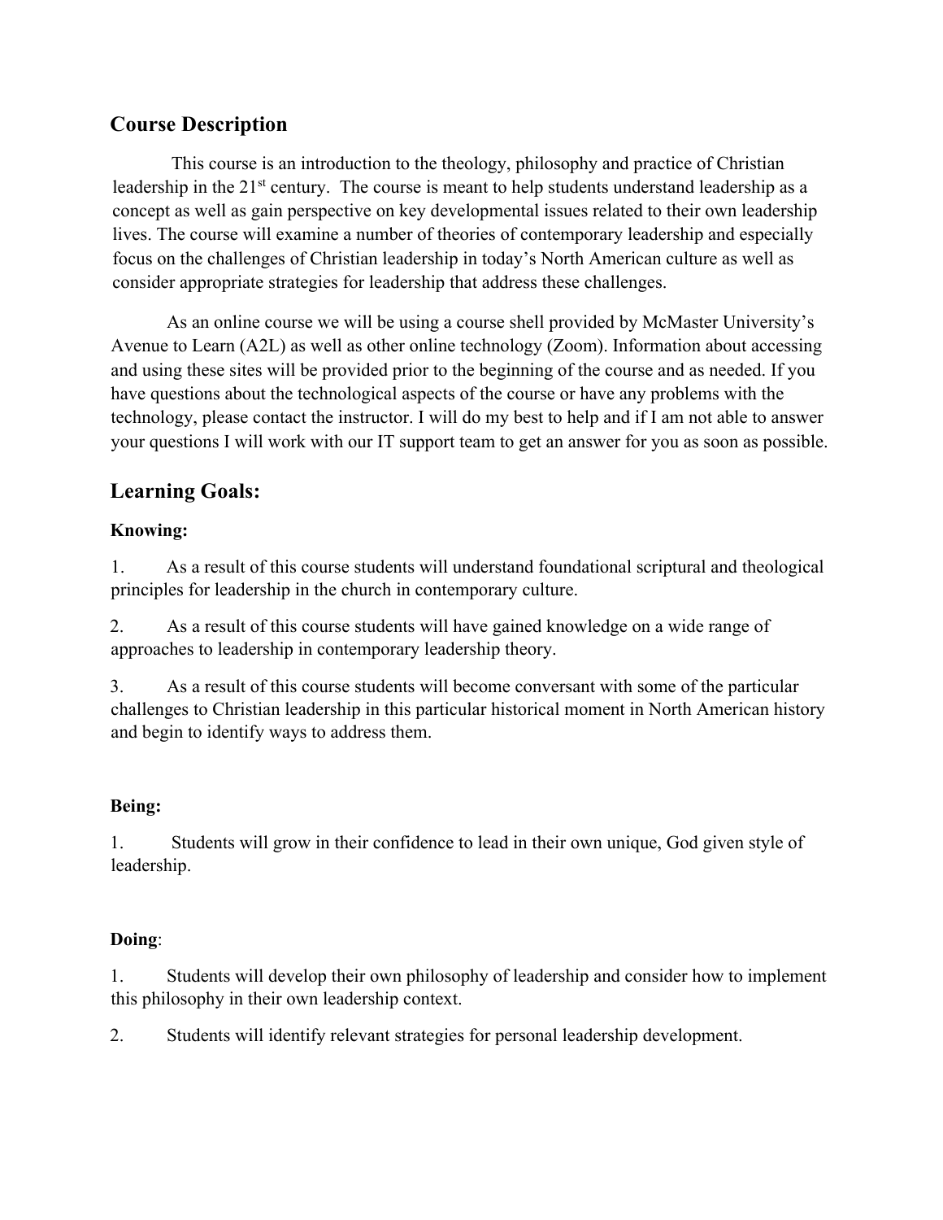## Course Description

This course is an introduction to the theology, philosophy and practice of Christian leadership in the 21st century. The course is meant to help students understand leadership as a concept as well as gain perspective on key developmental issues related to their own leadership lives. The course will examine a number of theories of contemporary leadership and especially focus on the challenges of Christian leadership in today's North American culture as well as consider appropriate strategies for leadership that address these challenges.

As an online course we will be using a course shell provided by McMaster University's Avenue to Learn (A2L) as well as other online technology (Zoom). Information about accessing and using these sites will be provided prior to the beginning of the course and as needed. If you have questions about the technological aspects of the course or have any problems with the technology, please contact the instructor. I will do my best to help and if I am not able to answer your questions I will work with our IT support team to get an answer for you as soon as possible.

## Learning Goals:

**Knowing:**

1. As a result of this course students will understand foundational scriptural and theological principles for leadership in the church in contemporary culture.

2. As a result of this course students will have gained knowledge on a wide range of approaches to leadership in contemporary leadership theory.

3. As a result of this course students will become conversant with some of the particular challenges to Christian leadership in this particular historical moment in North American history and begin to identify ways to address them.

**Being:**

1. Students will grow in their confidence to lead in their own unique, God given style of leadership.

**Doing**:

1. Students will develop their own philosophy of leadership and consider how to implement this philosophy in their own leadership context.

2. Students will identify relevant strategies for personal leadership development.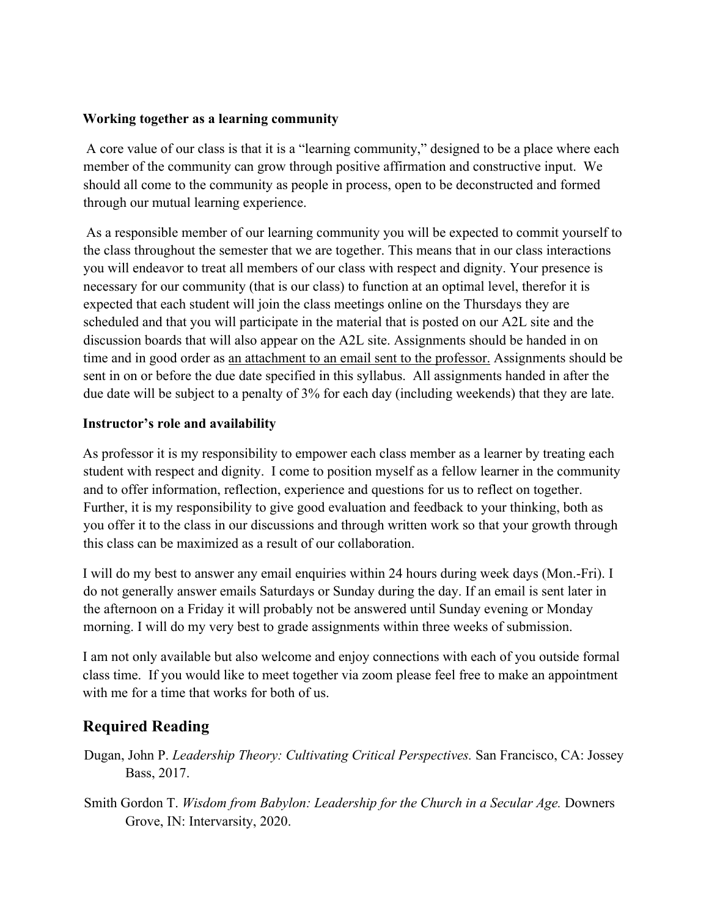**Working together as a learning community**

A core value of our class is that it is a "learning community," designed to be a place where each member of the community can grow through positive affirmation and constructive input. We should all come to the community as people in process, open to be deconstructed and formed through our mutual learning experience.

As a responsible member of our learning community you will be expected to commit yourself to the class throughout the semester that we are together. This means that in our class interactions you will endeavor to treat all members of our class with respect and dignity. Your presence is necessary for our community (that is our class) to function at an optimal level, therefor it is expected that each student will join the class meetings online on the Thursdays they are scheduled and that you will participate in the material that is posted on our A2L site and the discussion boards that will also appear on the A2L site. Assignments should be handed in on time and in good order as <u>an attachment to an email sent to the professor.</u> Assignments should be sent in on or before the due date specified in this syllabus. All assignments handed in after the due date will be subject to a penalty of 3% for each day (including weekends) that they are late.

**Instructor's role and availability**

As professor it is my responsibility to empower each class member as a learner by treating each student with respect and dignity. I come to position myself as a fellow learner in the community and to offer information, reflection, experience and questions for us to reflect on together. Further, it is my responsibility to give good evaluation and feedback to your thinking, both as you offer it to the class in our discussions and through written work so that your growth through this class can be maximized as a result of our collaboration.

I will do my best to answer any email enquiries within 24 hours during week days (Mon.-Fri). I do not generally answer emails Saturdays or Sunday during the day. If an email is sent later in the afternoon on a Friday it will probably not be answered until Sunday evening or Monday morning. I will do my very best to grade assignments within three weeks of submission.

I am not only available but also welcome and enjoy connections with each of you outside formal class time. If you would like to meet together via zoom please feel free to make an appointment with me for a time that works for both of us.

## Required Reading

Dugan, John P. *Leadership Theory: Cultivating Critical Perspectives.* San Francisco, CA: Jossey Bass, 2017.

Smith Gordon T. *Wisdom from Babylon: Leadership for the Church in a Secular Age.* Downers Grove, IN: Intervarsity, 2020.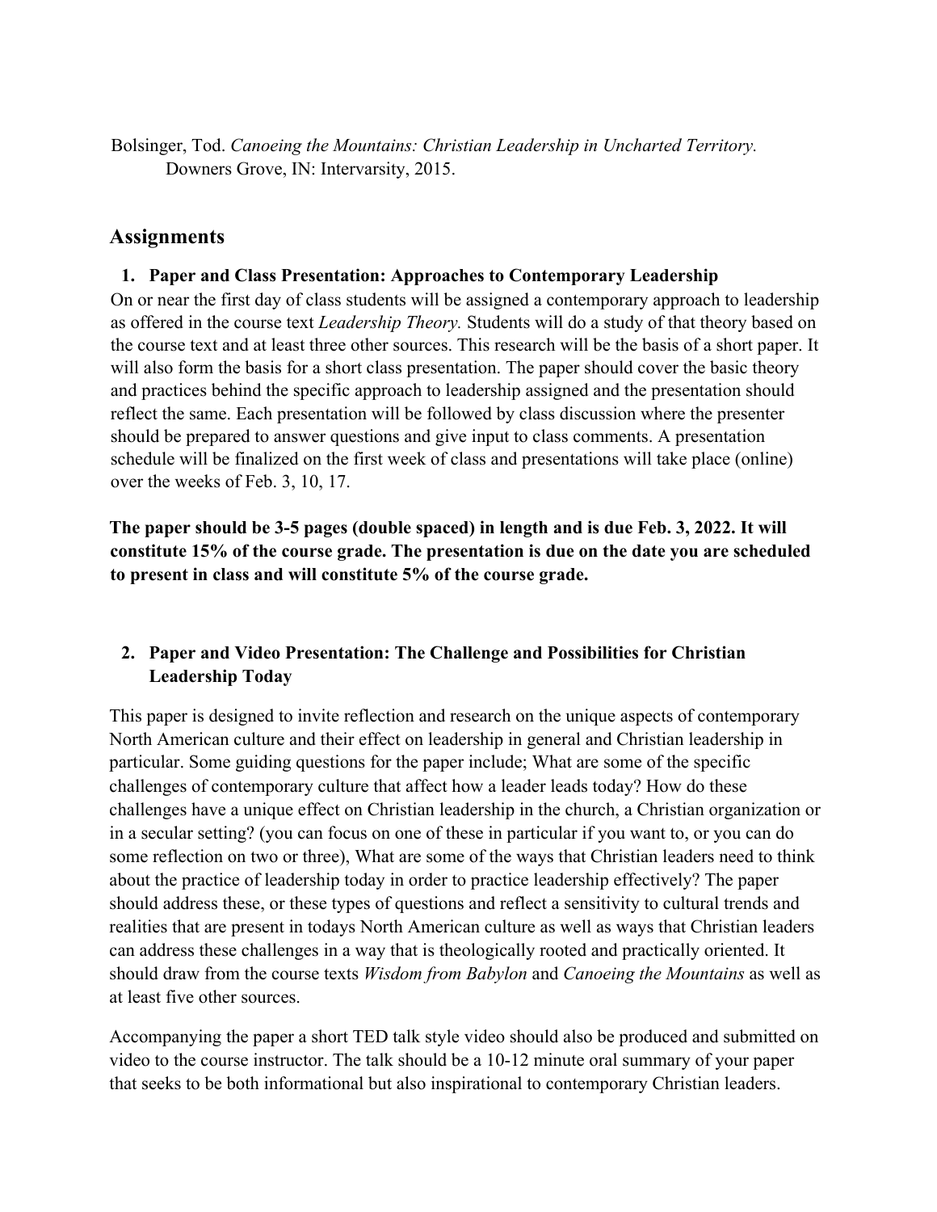Bolsinger, Tod. *Canoeing the Mountains: Christian Leadership in Uncharted Territory.* Downers Grove, IN: Intervarsity, 2015.

## Assignments

1. **Paper and Class Presentation: Approaches to Contemporary Leadership**

On or near the first day of class students will be assigned a contemporary approach to leadership as offered in the course text *Leadership Theory.* Students will do a study of that theory based on the course text and at least three other sources. This research will be the basis of a short paper. It will also form the basis for a short class presentation. The paper should cover the basic theory and practices behind the specific approach to leadership assigned and the presentation should reflect the same. Each presentation will be followed by class discussion where the presenter should be prepared to answer questions and give input to class comments. A presentation schedule will be finalized on the first week of class and presentations will take place (online) over the weeks of Feb. 3, 10, 17.

**The paper should be 3-5 pages (double spaced) in length and is due Feb. 3, 2022. It will constitute 15% of the course grade. The presentation is due on the date you are scheduled to present in class and will constitute 5% of the course grade.**

2. **Paper and Video Presentation: The Challenge and Possibilities for Christian Leadership Today**

This paper is designed to invite reflection and research on the unique aspects of contemporary North American culture and their effect on leadership in general and Christian leadership in particular. Some guiding questions for the paper include; What are some of the specific challenges of contemporary culture that affect how a leader leads today? How do these challenges have a unique effect on Christian leadership in the church, a Christian organization or in a secular setting? (you can focus on one of these in particular if you want to, or you can do some reflection on two or three), What are some of the ways that Christian leaders need to think about the practice of leadership today in order to practice leadership effectively? The paper should address these, or these types of questions and reflect a sensitivity to cultural trends and realities that are present in todays North American culture as well as ways that Christian leaders can address these challenges in a way that is theologically rooted and practically oriented. It should draw from the course texts *Wisdom from Babylon* and *Canoeing the Mountains* as well as at least five other sources.

Accompanying the paper a short TED talk style video should also be produced and submitted on video to the course instructor. The talk should be a 10-12 minute oral summary of your paper that seeks to be both informational but also inspirational to contemporary Christian leaders.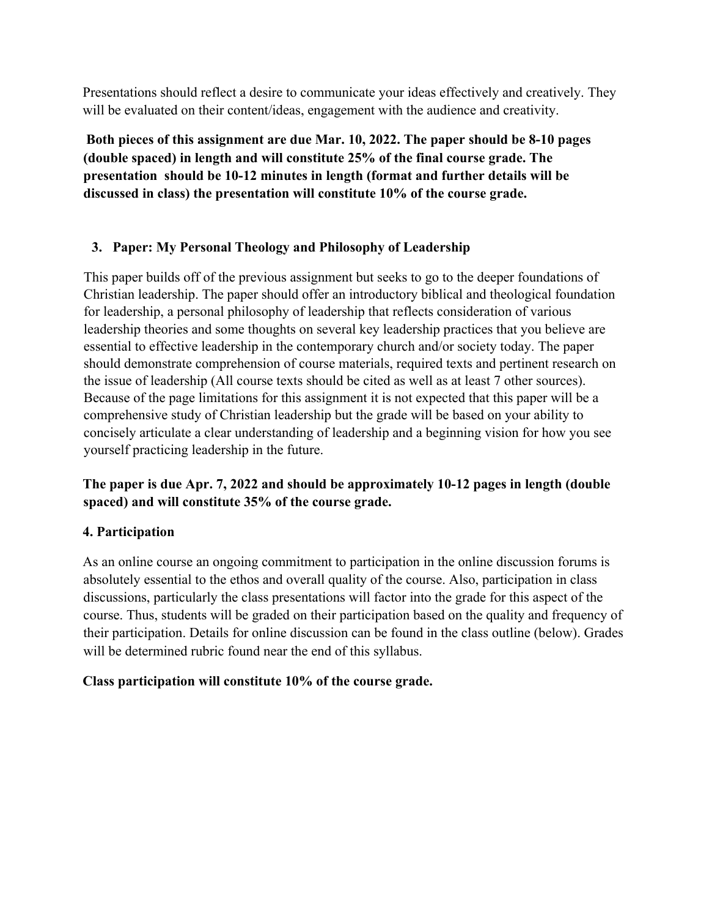Presentations should reflect a desire to communicate your ideas effectively and creatively. They will be evaluated on their content/ideas, engagement with the audience and creativity.

**Both pieces of this assignment are due Mar. 10, 2022. The paper should be 8-10 pages (double spaced) in length and will constitute 25% of the final course grade. The presentation should be 10-12 minutes in length (format and further details will be discussed in class) the presentation will constitute 10% of the course grade.**

### 3. Paper: My Personal Theology and Philosophy of Leadership

This paper builds off of the previous assignment but seeks to go to the deeper foundations of Christian leadership. The paper should offer an introductory biblical and theological foundation for leadership, a personal philosophy of leadership that reflects consideration of various leadership theories and some thoughts on several key leadership practices that you believe are essential to effective leadership in the contemporary church and/or society today. The paper should demonstrate comprehension of course materials, required texts and pertinent research on the issue of leadership (All course texts should be cited as well as at least 7 other sources). Because of the page limitations for this assignment it is not expected that this paper will be a comprehensive study of Christian leadership but the grade will be based on your ability to concisely articulate a clear understanding of leadership and a beginning vision for how you see yourself practicing leadership in the future.

**The paper is due Apr. 7, 2022 and should be approximately 10-12 pages in length (double spaced) and will constitute 35% of the course grade.**

### 4. Participation

As an online course an ongoing commitment to participation in the online discussion forums is absolutely essential to the ethos and overall quality of the course. Also, participation in class discussions, particularly the class presentations will factor into the grade for this aspect of the course. Thus, students will be graded on their participation based on the quality and frequency of their participation. Details for online discussion can be found in the class outline (below). Grades will be determined rubric found near the end of this syllabus.

**Class participation will constitute 10% of the course grade.**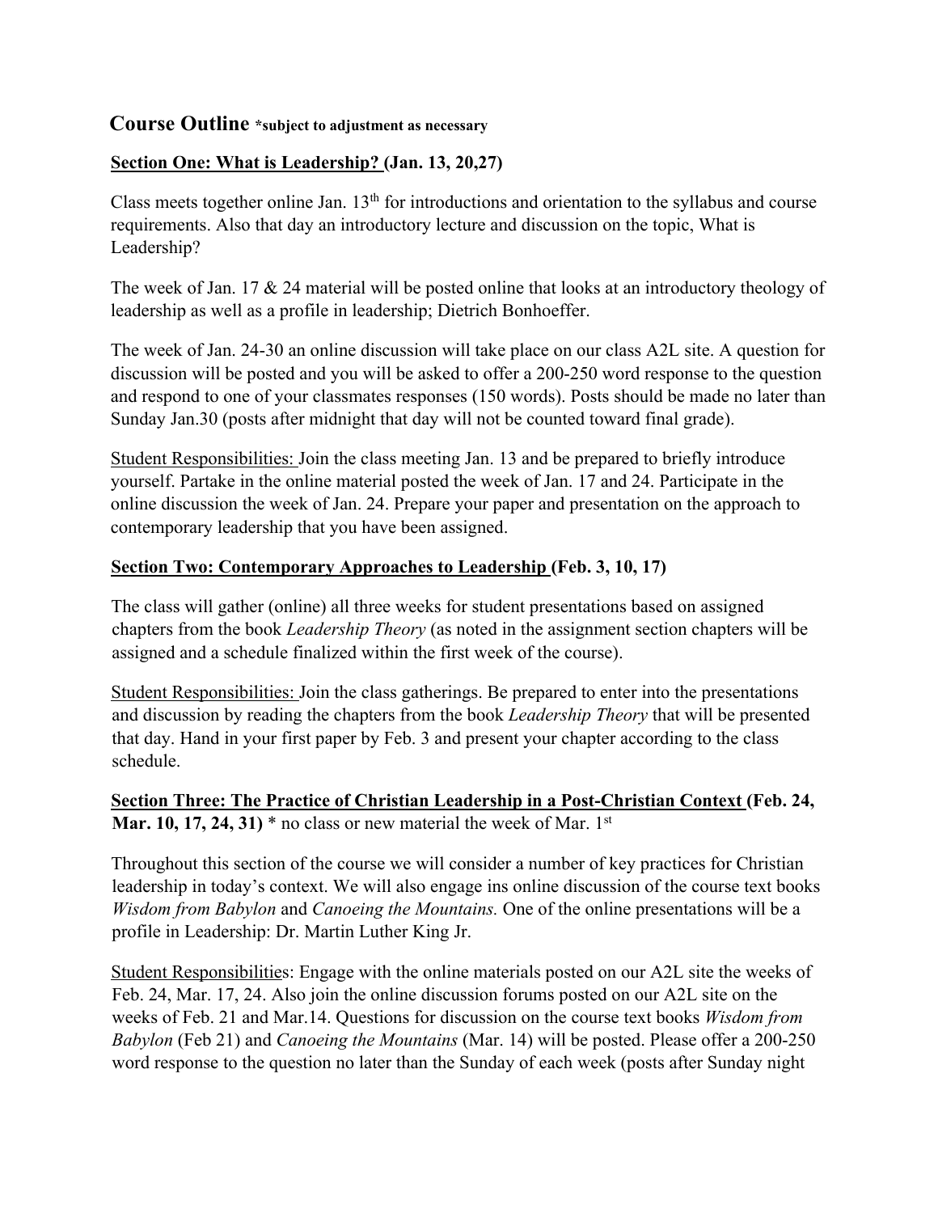## Course Outline **\*subject to adjustment as necessary**

### <u>Section One: What is Leadership?</u> (Jan. 13, 20,27)

Class meets together online Jan. 13th for introductions and orientation to the syllabus and course requirements. Also that day an introductory lecture and discussion on the topic, What is Leadership?

The week of Jan. 17 & 24 material will be posted online that looks at an introductory theology of leadership as well as a profile in leadership; Dietrich Bonhoeffer.

The week of Jan. 24-30 an online discussion will take place on our class A2L site. A question for discussion will be posted and you will be asked to offer a 200-250 word response to the question and respond to one of your classmates responses (150 words). Posts should be made no later than Sunday Jan.30 (posts after midnight that day will not be counted toward final grade).

<u>Student Responsibilities:</u> Join the class meeting Jan. 13 and be prepared to briefly introduce yourself. Partake in the online material posted the week of Jan. 17 and 24. Participate in the online discussion the week of Jan. 24. Prepare your paper and presentation on the approach to contemporary leadership that you have been assigned.

### <u>Section Two: Contemporary Approaches to Leadership</u> (Feb. 3, 10, 17)

The class will gather (online) all three weeks for student presentations based on assigned chapters from the book *Leadership Theory* (as noted in the assignment section chapters will be assigned and a schedule finalized within the first week of the course).

<u>Student Responsibilities:</u> Join the class gatherings. Be prepared to enter into the presentations and discussion by reading the chapters from the book *Leadership Theory* that will be presented that day. Hand in your first paper by Feb. 3 and present your chapter according to the class schedule.

### <u>Section Three: The Practice of Christian Leadership in a Post-Christian Context</u> (Feb. 24, Mar. 10, 17, 24, 31) * no class or new material the week of Mar. 1st

Throughout this section of the course we will consider a number of key practices for Christian leadership in today's context. We will also engage ins online discussion of the course text books *Wisdom from Babylon* and *Canoeing the Mountains.* One of the online presentations will be a profile in Leadership: Dr. Martin Luther King Jr.

<u>Student Responsibilities</u>: Engage with the online materials posted on our A2L site the weeks of Feb. 24, Mar. 17, 24. Also join the online discussion forums posted on our A2L site on the weeks of Feb. 21 and Mar.14. Questions for discussion on the course text books *Wisdom from Babylon* (Feb 21) and *Canoeing the Mountains* (Mar. 14) will be posted. Please offer a 200-250 word response to the question no later than the Sunday of each week (posts after Sunday night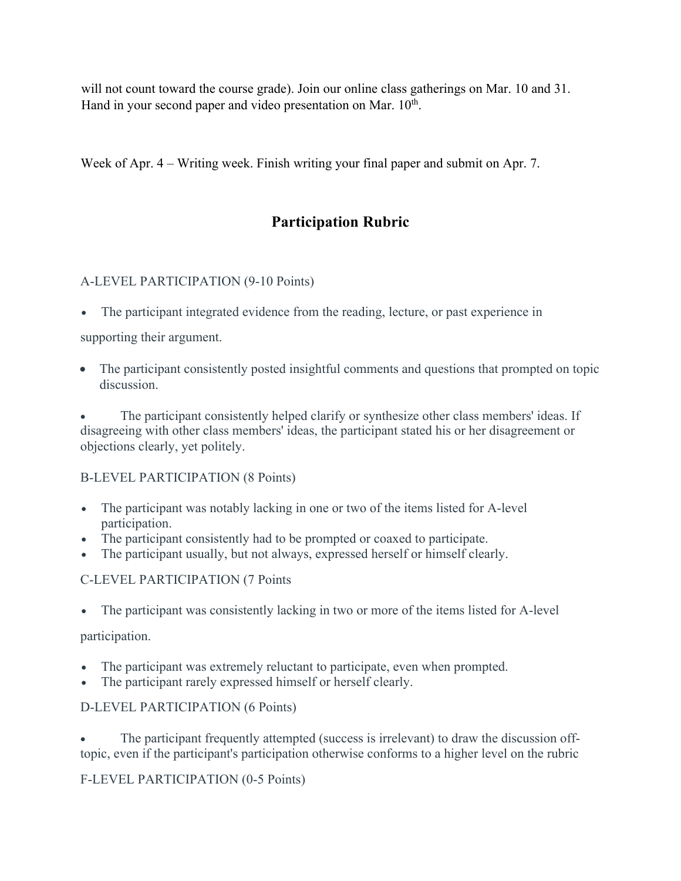will not count toward the course grade). Join our online class gatherings on Mar. 10 and 31. Hand in your second paper and video presentation on Mar. 10th.

Week of Apr. 4 – Writing week. Finish writing your final paper and submit on Apr. 7.

## Participation Rubric

A-LEVEL PARTICIPATION (9-10 Points)

- The participant integrated evidence from the reading, lecture, or past experience in supporting their argument.
- The participant consistently posted insightful comments and questions that prompted on topic discussion.
- The participant consistently helped clarify or synthesize other class members' ideas. If disagreeing with other class members' ideas, the participant stated his or her disagreement or objections clearly, yet politely.

B-LEVEL PARTICIPATION (8 Points)

- The participant was notably lacking in one or two of the items listed for A-level participation.
- The participant consistently had to be prompted or coaxed to participate.
- The participant usually, but not always, expressed herself or himself clearly.

C-LEVEL PARTICIPATION (7 Points

- The participant was consistently lacking in two or more of the items listed for A-level participation.
- The participant was extremely reluctant to participate, even when prompted.
- The participant rarely expressed himself or herself clearly.

D-LEVEL PARTICIPATION (6 Points)

- The participant frequently attempted (success is irrelevant) to draw the discussion off-topic, even if the participant's participation otherwise conforms to a higher level on the rubric

F-LEVEL PARTICIPATION (0-5 Points)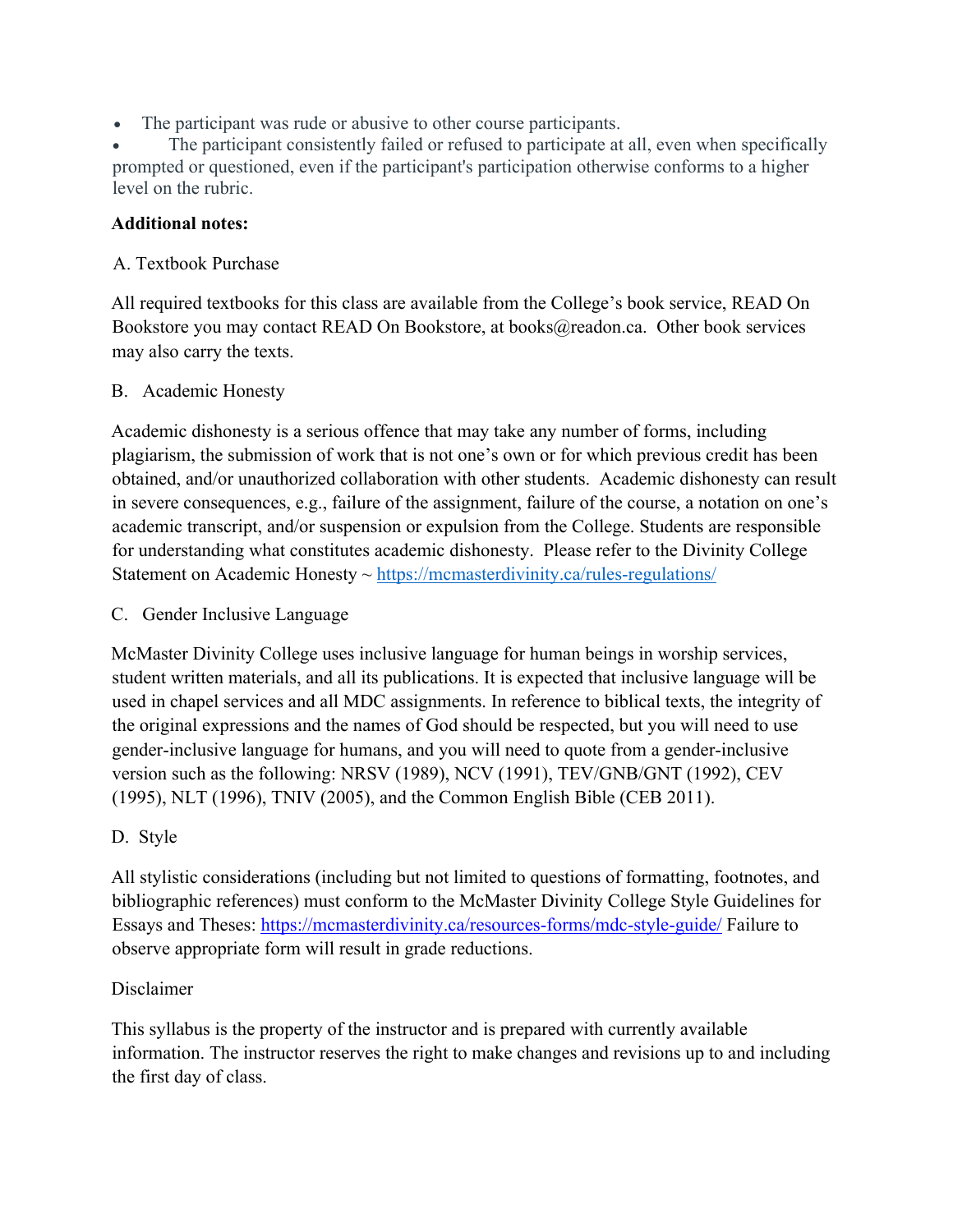- The participant was rude or abusive to other course participants.
- The participant consistently failed or refused to participate at all, even when specifically prompted or questioned, even if the participant's participation otherwise conforms to a higher level on the rubric.

**Additional notes:**

A. Textbook Purchase

All required textbooks for this class are available from the College's book service, READ On Bookstore you may contact READ On Bookstore, at books@readon.ca. Other book services may also carry the texts.

B. Academic Honesty

Academic dishonesty is a serious offence that may take any number of forms, including plagiarism, the submission of work that is not one's own or for which previous credit has been obtained, and/or unauthorized collaboration with other students. Academic dishonesty can result in severe consequences, e.g., failure of the assignment, failure of the course, a notation on one's academic transcript, and/or suspension or expulsion from the College. Students are responsible for understanding what constitutes academic dishonesty. Please refer to the Divinity College Statement on Academic Honesty ~ https://mcmasterdivinity.ca/rules-regulations/

C. Gender Inclusive Language

McMaster Divinity College uses inclusive language for human beings in worship services, student written materials, and all its publications. It is expected that inclusive language will be used in chapel services and all MDC assignments. In reference to biblical texts, the integrity of the original expressions and the names of God should be respected, but you will need to use gender-inclusive language for humans, and you will need to quote from a gender-inclusive version such as the following: NRSV (1989), NCV (1991), TEV/GNB/GNT (1992), CEV (1995), NLT (1996), TNIV (2005), and the Common English Bible (CEB 2011).

D. Style

All stylistic considerations (including but not limited to questions of formatting, footnotes, and bibliographic references) must conform to the McMaster Divinity College Style Guidelines for Essays and Theses: https://mcmasterdivinity.ca/resources-forms/mdc-style-guide/ Failure to observe appropriate form will result in grade reductions.

Disclaimer

This syllabus is the property of the instructor and is prepared with currently available information. The instructor reserves the right to make changes and revisions up to and including the first day of class.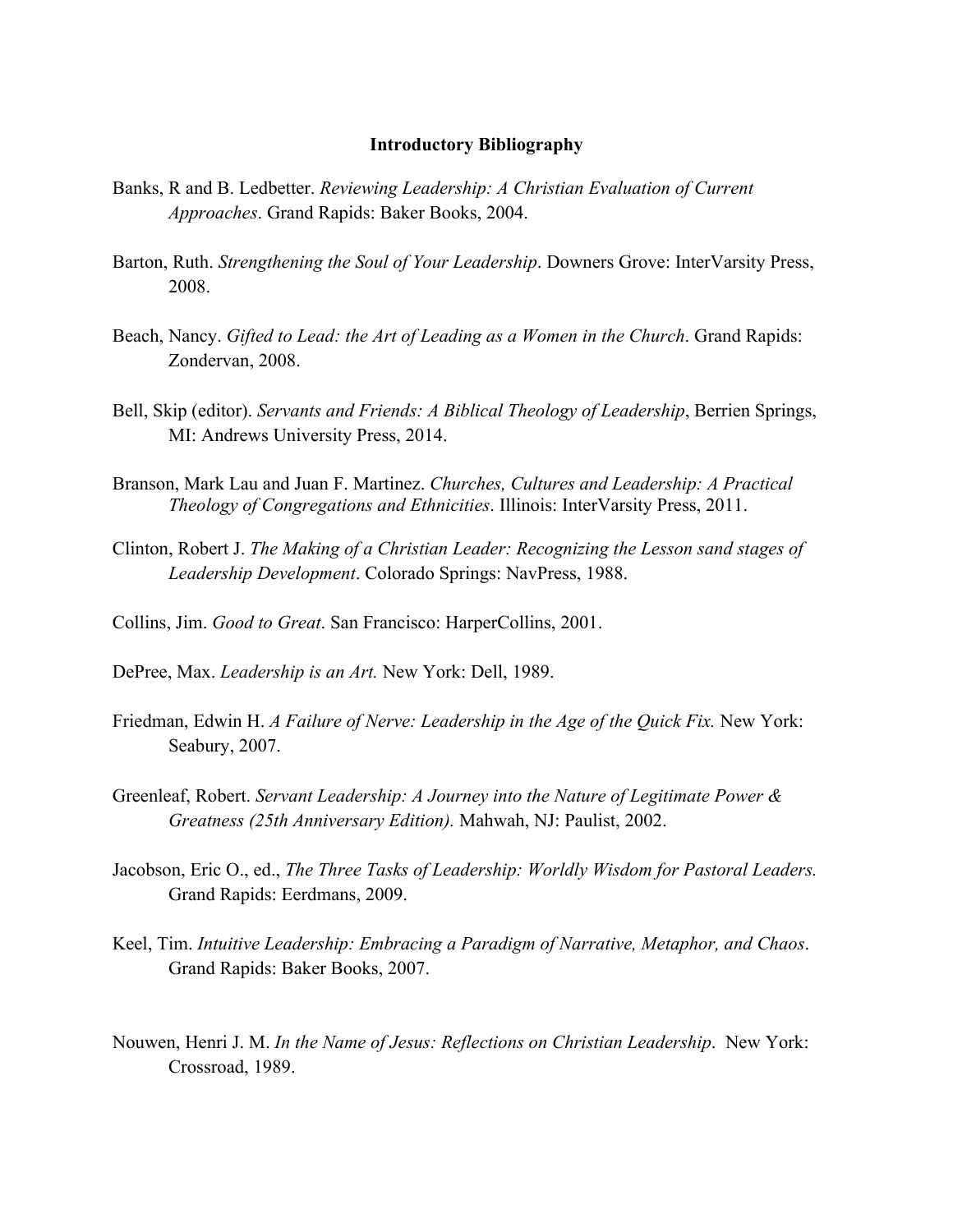**Introductory Bibliography**

Banks, R and B. Ledbetter. *Reviewing Leadership: A Christian Evaluation of Current Approaches*. Grand Rapids: Baker Books, 2004.

Barton, Ruth. *Strengthening the Soul of Your Leadership*. Downers Grove: InterVarsity Press, 2008.

Beach, Nancy. *Gifted to Lead: the Art of Leading as a Women in the Church*. Grand Rapids: Zondervan, 2008.

Bell, Skip (editor). *Servants and Friends: A Biblical Theology of Leadership*, Berrien Springs, MI: Andrews University Press, 2014.

Branson, Mark Lau and Juan F. Martinez. *Churches, Cultures and Leadership: A Practical Theology of Congregations and Ethnicities*. Illinois: InterVarsity Press, 2011.

Clinton, Robert J. *The Making of a Christian Leader: Recognizing the Lesson sand stages of Leadership Development*. Colorado Springs: NavPress, 1988.

Collins, Jim. *Good to Great*. San Francisco: HarperCollins, 2001.

DePree, Max. *Leadership is an Art.* New York: Dell, 1989.

Friedman, Edwin H. *A Failure of Nerve: Leadership in the Age of the Quick Fix.* New York: Seabury, 2007.

Greenleaf, Robert. *Servant Leadership: A Journey into the Nature of Legitimate Power & Greatness (25th Anniversary Edition).* Mahwah, NJ: Paulist, 2002.

Jacobson, Eric O., ed., *The Three Tasks of Leadership: Worldly Wisdom for Pastoral Leaders.* Grand Rapids: Eerdmans, 2009.

Keel, Tim. *Intuitive Leadership: Embracing a Paradigm of Narrative, Metaphor, and Chaos*. Grand Rapids: Baker Books, 2007.

Nouwen, Henri J. M. *In the Name of Jesus: Reflections on Christian Leadership*. New York: Crossroad, 1989.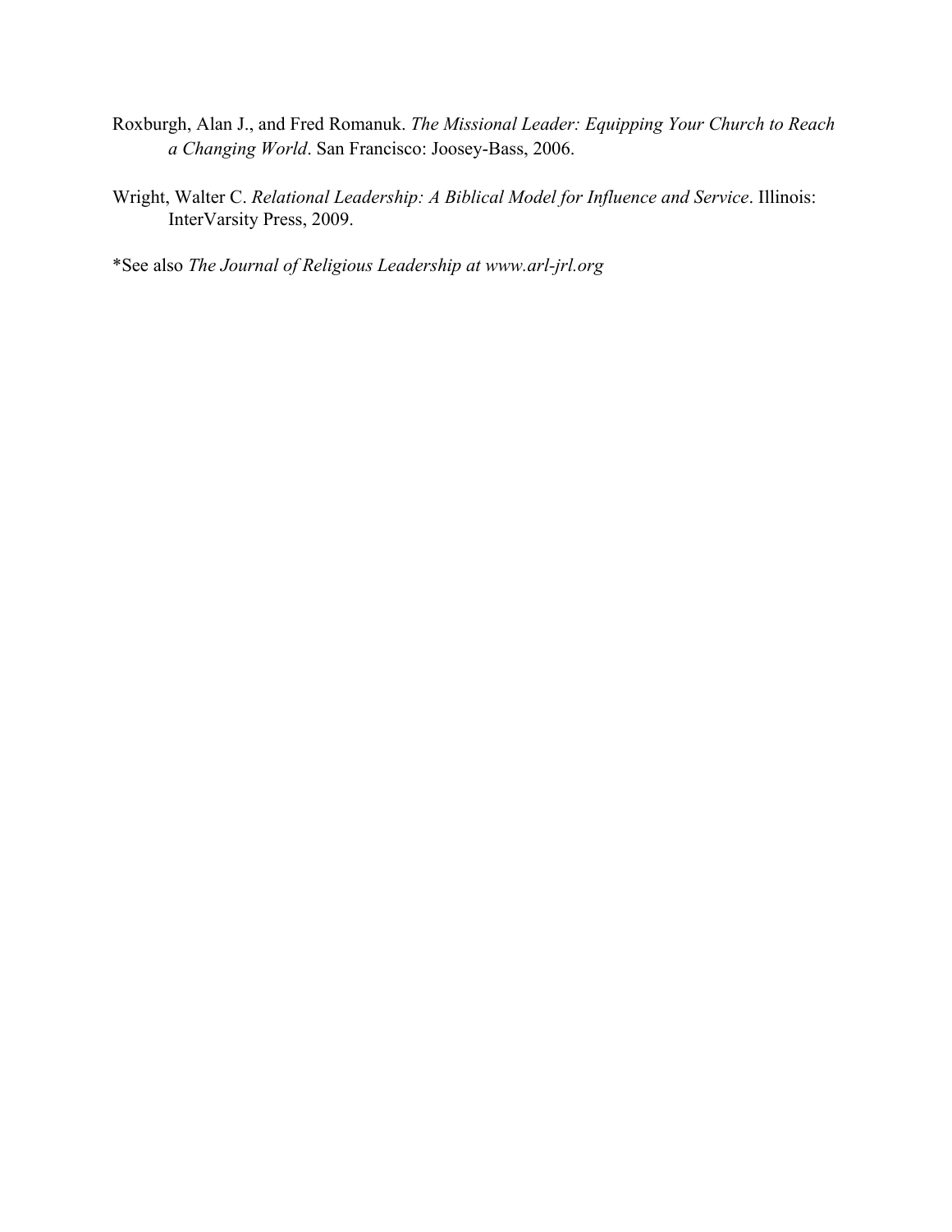Roxburgh, Alan J., and Fred Romanuk. *The Missional Leader: Equipping Your Church to Reach a Changing World*. San Francisco: Joosey-Bass, 2006.

Wright, Walter C. *Relational Leadership: A Biblical Model for Influence and Service*. Illinois: InterVarsity Press, 2009.

*See also *The Journal of Religious Leadership at www.arl-jrl.org*